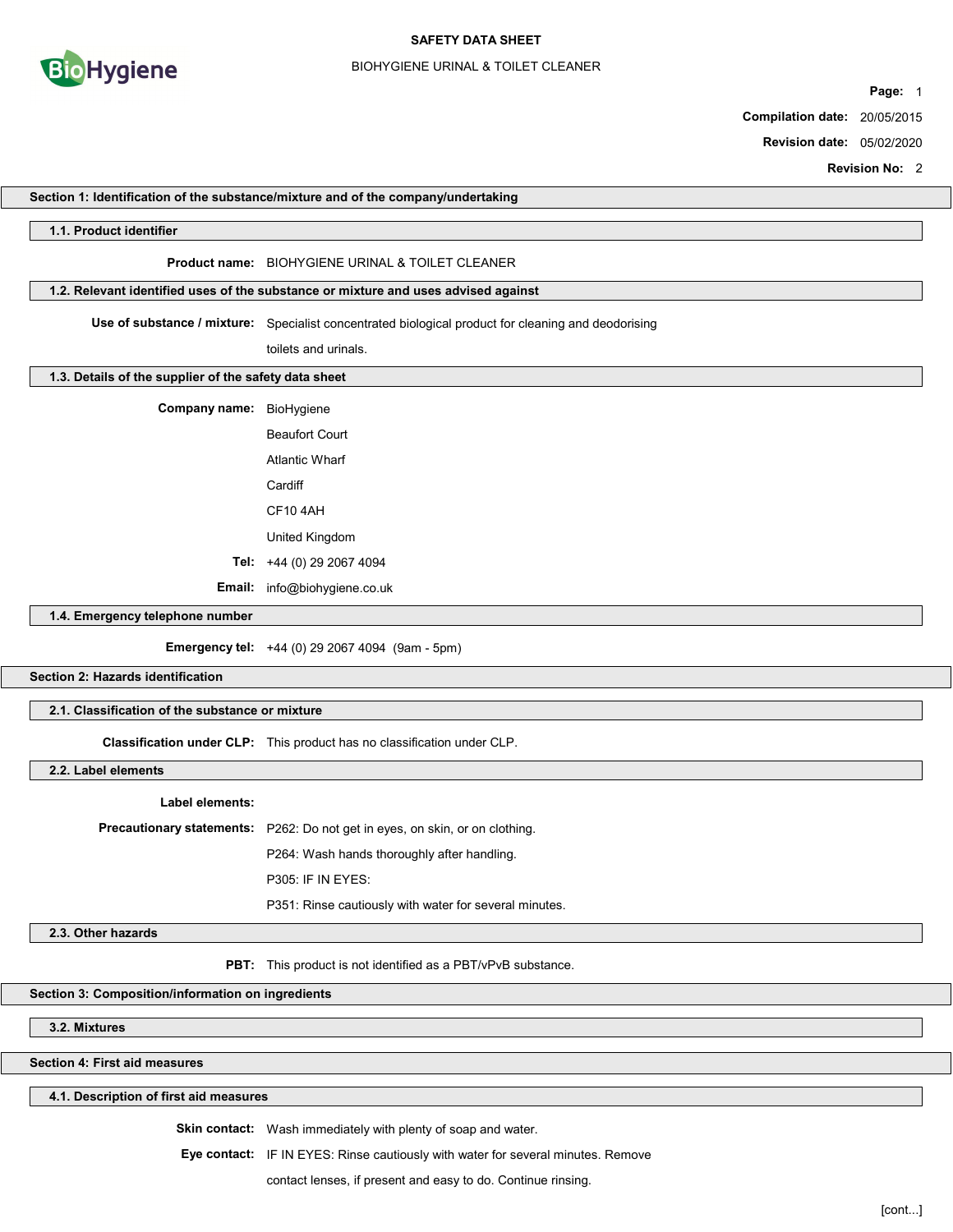# SAFETY DATA SHEET

BIOHYGIENE URINAL & TOILET CLEANER

**Compilation date:** 20/05/2015

**Revision date:** 05/02/2020

**Revision No:** 2

## Section 1: Identification of the substance/mixture and of the company/undertaking

### 1.1. Product identifier

**Product name:** BIOHYGIENE URINAL & TOILET CLEANER

### 1.2. Relevant identified uses of the substance or mixture and uses advised against

**Use of substance / mixture:** Specialist concentrated biological product for cleaning and deodorising toilets and urinals.

### 1.3. Details of the supplier of the safety data sheet

**Company name:** BioHygiene

Beaufort Court

Atlantic Wharf

Cardiff

CF10 4AH

United Kingdom

**Tel:** +44 (0) 29 2067 4094

**Email:** info@biohygiene.co.uk

### 1.4. Emergency telephone number

**Emergency tel:** +44 (0) 29 2067 4094 (9am - 5pm)

## Section 2: Hazards identification

### 2.1. Classification of the substance or mixture

**Classification under CLP:** This product has no classification under CLP.

### 2.2. Label elements

**Label elements:**

**Precautionary statements:** P262: Do not get in eyes, on skin, or on clothing.

P264: Wash hands thoroughly after handling.

P305: IF IN EYES:

P351: Rinse cautiously with water for several minutes.

### 2.3. Other hazards

**PBT:** This product is not identified as a PBT/vPvB substance.

## Section 3: Composition/information on ingredients

### 3.2. Mixtures

## Section 4: First aid measures

### 4.1. Description of first aid measures

**Skin contact:** Wash immediately with plenty of soap and water.

**Eye contact:** IF IN EYES: Rinse cautiously with water for several minutes. Remove contact lenses, if present and easy to do. Continue rinsing.

[cont...]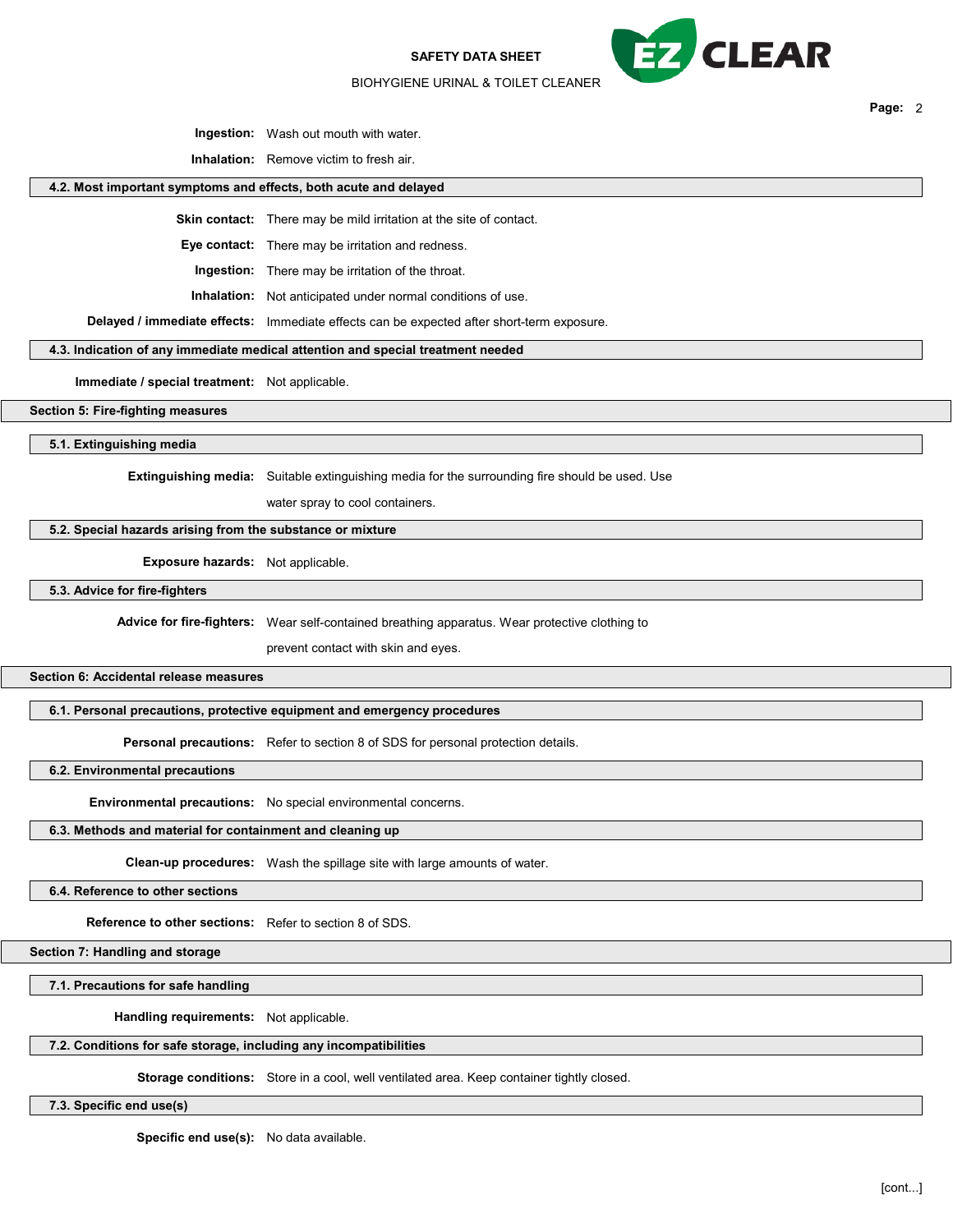**Ingestion:** Wash out mouth with water.

**Inhalation:** Remove victim to fresh air.

### 4.2. Most important symptoms and effects, both acute and delayed

**Skin contact:** There may be mild irritation at the site of contact.

**Eye contact:** There may be irritation and redness.

**Ingestion:** There may be irritation of the throat.

**Inhalation:** Not anticipated under normal conditions of use.

**Delayed / immediate effects:** Immediate effects can be expected after short-term exposure.

### 4.3. Indication of any immediate medical attention and special treatment needed

**Immediate / special treatment:** Not applicable.

## Section 5: Fire-fighting measures

### 5.1. Extinguishing media

**Extinguishing media:** Suitable extinguishing media for the surrounding fire should be used. Use water spray to cool containers.

### 5.2. Special hazards arising from the substance or mixture

**Exposure hazards:** Not applicable.

### 5.3. Advice for fire-fighters

**Advice for fire-fighters:** Wear self-contained breathing apparatus. Wear protective clothing to prevent contact with skin and eyes.

## Section 6: Accidental release measures

### 6.1. Personal precautions, protective equipment and emergency procedures

**Personal precautions:** Refer to section 8 of SDS for personal protection details.

### 6.2. Environmental precautions

**Environmental precautions:** No special environmental concerns.

### 6.3. Methods and material for containment and cleaning up

**Clean-up procedures:** Wash the spillage site with large amounts of water.

### 6.4. Reference to other sections

**Reference to other sections:** Refer to section 8 of SDS.

## Section 7: Handling and storage

### 7.1. Precautions for safe handling

**Handling requirements:** Not applicable.

### 7.2. Conditions for safe storage, including any incompatibilities

**Storage conditions:** Store in a cool, well ventilated area. Keep container tightly closed.

### 7.3. Specific end use(s)

**Specific end use(s):** No data available.

[cont...]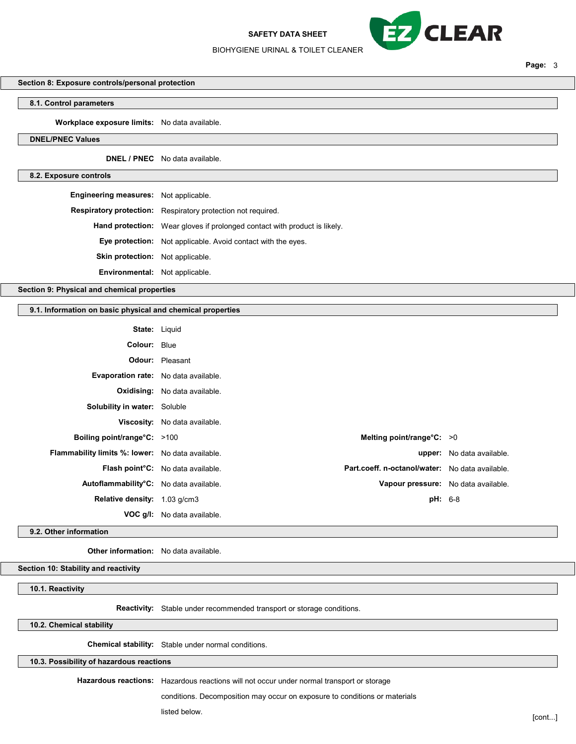## Section 8: Exposure controls/personal protection

### 8.1. Control parameters

**Workplace exposure limits:** No data available.

### DNEL/PNEC Values

**DNEL / PNEC** No data available.

### 8.2. Exposure controls

**Engineering measures:** Not applicable.

**Respiratory protection:** Respiratory protection not required.

**Hand protection:** Wear gloves if prolonged contact with product is likely.

**Eye protection:** Not applicable. Avoid contact with the eyes.

**Skin protection:** Not applicable.

**Environmental:** Not applicable.

## Section 9: Physical and chemical properties

### 9.1. Information on basic physical and chemical properties

**State:** Liquid

**Colour:** Blue

**Odour:** Pleasant

**Evaporation rate:** No data available.

**Oxidising:** No data available.

**Solubility in water:** Soluble

**Viscosity:** No data available.

**Boiling point/range°C:** >100

**Melting point/range°C:** >0

**Flammability limits %: lower:** No data available.

**upper:** No data available.

**Flash point°C:** No data available.

**Part.coeff. n-octanol/water:** No data available.

**Autoflammability°C:** No data available.

**Vapour pressure:** No data available.

**Relative density:** 1.03 g/cm3

**pH:** 6-8

**VOC g/l:** No data available.

### 9.2. Other information

**Other information:** No data available.

## Section 10: Stability and reactivity

### 10.1. Reactivity

**Reactivity:** Stable under recommended transport or storage conditions.

### 10.2. Chemical stability

**Chemical stability:** Stable under normal conditions.

### 10.3. Possibility of hazardous reactions

**Hazardous reactions:** Hazardous reactions will not occur under normal transport or storage conditions. Decomposition may occur on exposure to conditions or materials listed below.

[cont...]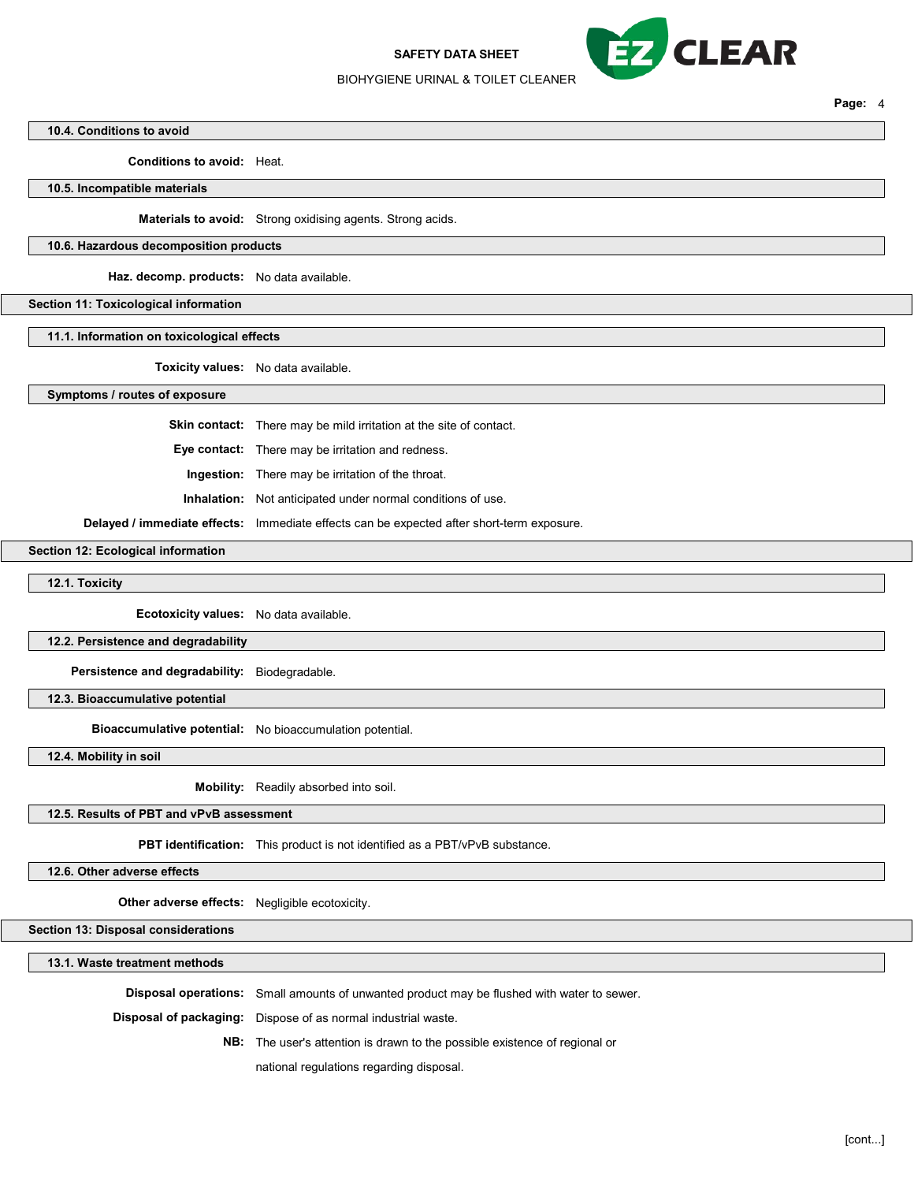### 10.4. Conditions to avoid

**Conditions to avoid:** Heat.

### 10.5. Incompatible materials

**Materials to avoid:** Strong oxidising agents. Strong acids.

### 10.6. Hazardous decomposition products

**Haz. decomp. products:** No data available.

## Section 11: Toxicological information

### 11.1. Information on toxicological effects

**Toxicity values:** No data available.

### Symptoms / routes of exposure

**Skin contact:** There may be mild irritation at the site of contact.

**Eye contact:** There may be irritation and redness.

**Ingestion:** There may be irritation of the throat.

**Inhalation:** Not anticipated under normal conditions of use.

**Delayed / immediate effects:** Immediate effects can be expected after short-term exposure.

## Section 12: Ecological information

### 12.1. Toxicity

**Ecotoxicity values:** No data available.

### 12.2. Persistence and degradability

**Persistence and degradability:** Biodegradable.

### 12.3. Bioaccumulative potential

**Bioaccumulative potential:** No bioaccumulation potential.

### 12.4. Mobility in soil

**Mobility:** Readily absorbed into soil.

### 12.5. Results of PBT and vPvB assessment

**PBT identification:** This product is not identified as a PBT/vPvB substance.

### 12.6. Other adverse effects

**Other adverse effects:** Negligible ecotoxicity.

## Section 13: Disposal considerations

### 13.1. Waste treatment methods

**Disposal operations:** Small amounts of unwanted product may be flushed with water to sewer.

**Disposal of packaging:** Dispose of as normal industrial waste.

**NB:** The user's attention is drawn to the possible existence of regional or national regulations regarding disposal.

[cont...]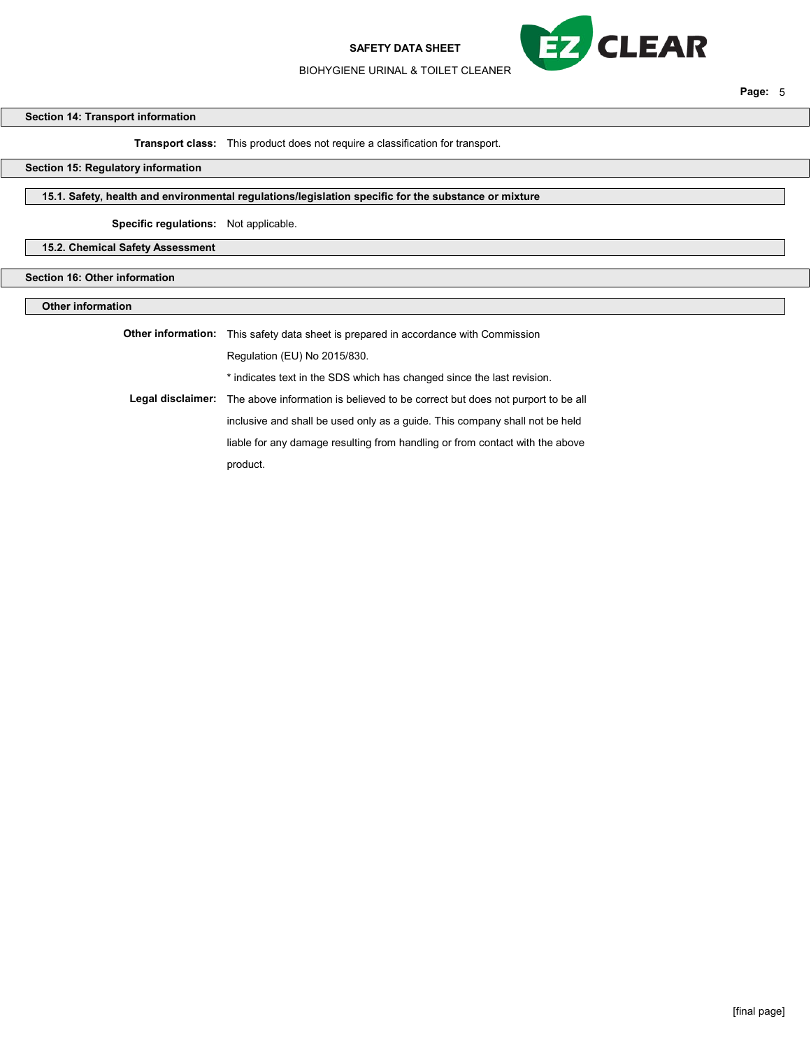## Section 14: Transport information

**Transport class:** This product does not require a classification for transport.

## Section 15: Regulatory information

### 15.1. Safety, health and environmental regulations/legislation specific for the substance or mixture

**Specific regulations:** Not applicable.

### 15.2. Chemical Safety Assessment

## Section 16: Other information

### Other information

**Other information:** This safety data sheet is prepared in accordance with Commission Regulation (EU) No 2015/830.

* indicates text in the SDS which has changed since the last revision.

**Legal disclaimer:** The above information is believed to be correct but does not purport to be all inclusive and shall be used only as a guide. This company shall not be held liable for any damage resulting from handling or from contact with the above product.

[final page]